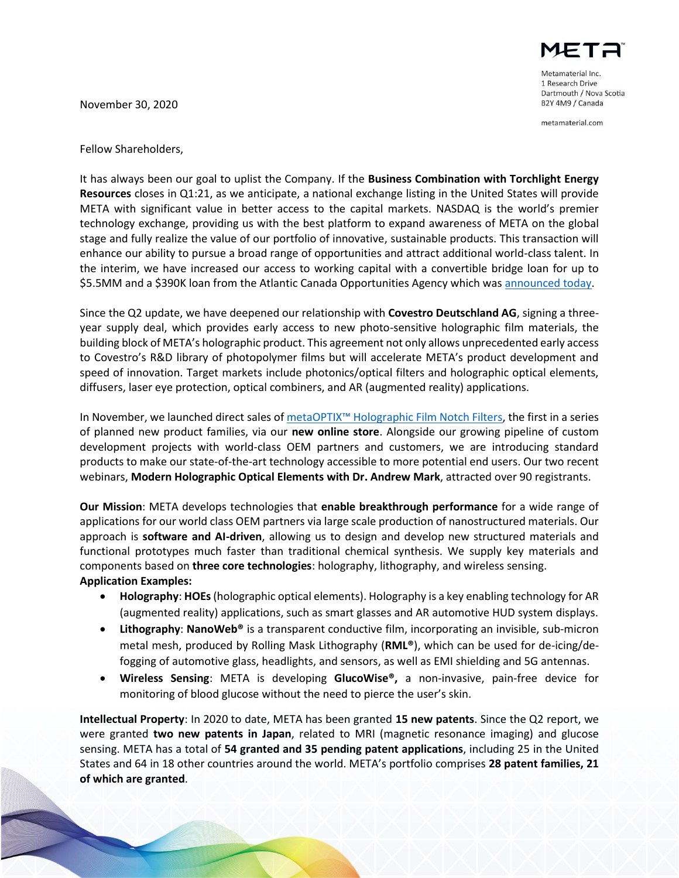META™

Metamaterial Inc.
1 Research Drive
Dartmouth / Nova Scotia
B2Y 4M9 / Canada

metamaterial.com

November 30, 2020

Fellow Shareholders,

It has always been our goal to uplist the Company. If the **Business Combination with Torchlight Energy Resources** closes in Q1:21, as we anticipate, a national exchange listing in the United States will provide META with significant value in better access to the capital markets. NASDAQ is the world's premier technology exchange, providing us with the best platform to expand awareness of META on the global stage and fully realize the value of our portfolio of innovative, sustainable products. This transaction will enhance our ability to pursue a broad range of opportunities and attract additional world-class talent. In the interim, we have increased our access to working capital with a convertible bridge loan for up to $5.5MM and a $390K loan from the Atlantic Canada Opportunities Agency which was announced today.

Since the Q2 update, we have deepened our relationship with **Covestro Deutschland AG**, signing a three-year supply deal, which provides early access to new photo-sensitive holographic film materials, the building block of META's holographic product. This agreement not only allows unprecedented early access to Covestro's R&D library of photopolymer films but will accelerate META's product development and speed of innovation. Target markets include photonics/optical filters and holographic optical elements, diffusers, laser eye protection, optical combiners, and AR (augmented reality) applications.

In November, we launched direct sales of metaOPTIX™ Holographic Film Notch Filters, the first in a series of planned new product families, via our **new online store**. Alongside our growing pipeline of custom development projects with world-class OEM partners and customers, we are introducing standard products to make our state-of-the-art technology accessible to more potential end users. Our two recent webinars, **Modern Holographic Optical Elements with Dr. Andrew Mark**, attracted over 90 registrants.

**Our Mission**: META develops technologies that **enable breakthrough performance** for a wide range of applications for our world class OEM partners via large scale production of nanostructured materials. Our approach is **software and AI-driven**, allowing us to design and develop new structured materials and functional prototypes much faster than traditional chemical synthesis. We supply key materials and components based on **three core technologies**: holography, lithography, and wireless sensing.

**Application Examples:**

- **Holography**: **HOEs** (holographic optical elements). Holography is a key enabling technology for AR (augmented reality) applications, such as smart glasses and AR automotive HUD system displays.
- **Lithography**: **NanoWeb®** is a transparent conductive film, incorporating an invisible, sub-micron metal mesh, produced by Rolling Mask Lithography (**RML®**), which can be used for de-icing/de-fogging of automotive glass, headlights, and sensors, as well as EMI shielding and 5G antennas.
- **Wireless Sensing**: META is developing **GlucoWise®,** a non-invasive, pain-free device for monitoring of blood glucose without the need to pierce the user's skin.

**Intellectual Property**: In 2020 to date, META has been granted **15 new patents**. Since the Q2 report, we were granted **two new patents in Japan**, related to MRI (magnetic resonance imaging) and glucose sensing. META has a total of **54 granted and 35 pending patent applications**, including 25 in the United States and 64 in 18 other countries around the world. META's portfolio comprises **28 patent families, 21 of which are granted**.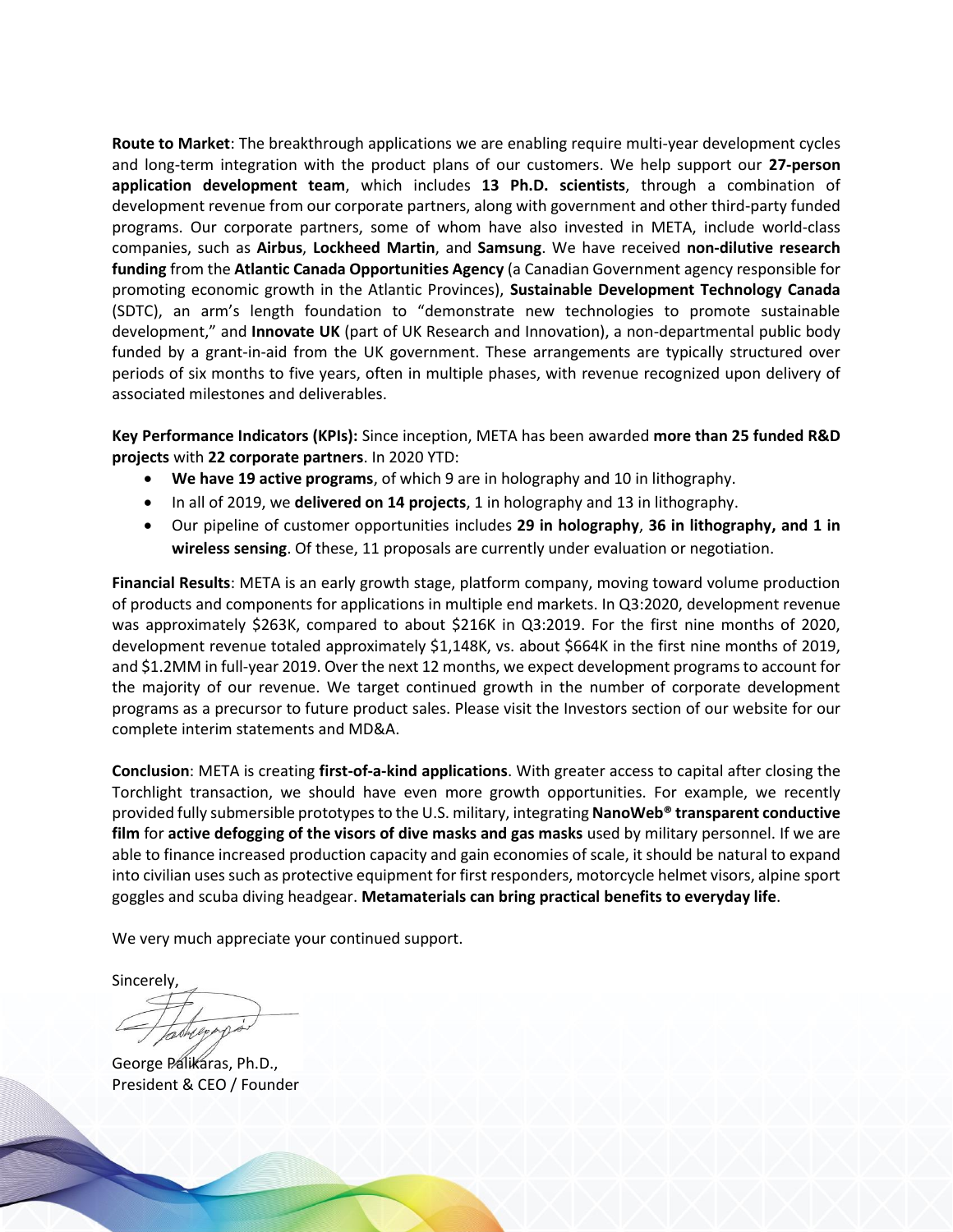**Route to Market**: The breakthrough applications we are enabling require multi-year development cycles and long-term integration with the product plans of our customers. We help support our **27-person application development team**, which includes **13 Ph.D. scientists**, through a combination of development revenue from our corporate partners, along with government and other third-party funded programs. Our corporate partners, some of whom have also invested in META, include world-class companies, such as **Airbus**, **Lockheed Martin**, and **Samsung**. We have received **non-dilutive research funding** from the **Atlantic Canada Opportunities Agency** (a Canadian Government agency responsible for promoting economic growth in the Atlantic Provinces), **Sustainable Development Technology Canada** (SDTC), an arm's length foundation to "demonstrate new technologies to promote sustainable development," and **Innovate UK** (part of UK Research and Innovation), a non-departmental public body funded by a grant-in-aid from the UK government. These arrangements are typically structured over periods of six months to five years, often in multiple phases, with revenue recognized upon delivery of associated milestones and deliverables.

**Key Performance Indicators (KPIs):** Since inception, META has been awarded **more than 25 funded R&D projects** with **22 corporate partners**. In 2020 YTD:

- **We have 19 active programs**, of which 9 are in holography and 10 in lithography.
- In all of 2019, we **delivered on 14 projects**, 1 in holography and 13 in lithography.
- Our pipeline of customer opportunities includes **29 in holography**, **36 in lithography, and 1 in wireless sensing**. Of these, 11 proposals are currently under evaluation or negotiation.

**Financial Results**: META is an early growth stage, platform company, moving toward volume production of products and components for applications in multiple end markets. In Q3:2020, development revenue was approximately $263K, compared to about $216K in Q3:2019. For the first nine months of 2020, development revenue totaled approximately $1,148K, vs. about $664K in the first nine months of 2019, and $1.2MM in full-year 2019. Over the next 12 months, we expect development programs to account for the majority of our revenue. We target continued growth in the number of corporate development programs as a precursor to future product sales. Please visit the Investors section of our website for our complete interim statements and MD&A.

**Conclusion**: META is creating **first-of-a-kind applications**. With greater access to capital after closing the Torchlight transaction, we should have even more growth opportunities. For example, we recently provided fully submersible prototypes to the U.S. military, integrating **NanoWeb® transparent conductive film** for **active defogging of the visors of dive masks and gas masks** used by military personnel. If we are able to finance increased production capacity and gain economies of scale, it should be natural to expand into civilian uses such as protective equipment for first responders, motorcycle helmet visors, alpine sport goggles and scuba diving headgear. **Metamaterials can bring practical benefits to everyday life**.

We very much appreciate your continued support.

Sincerely,

George Palikaras, Ph.D.,
President & CEO / Founder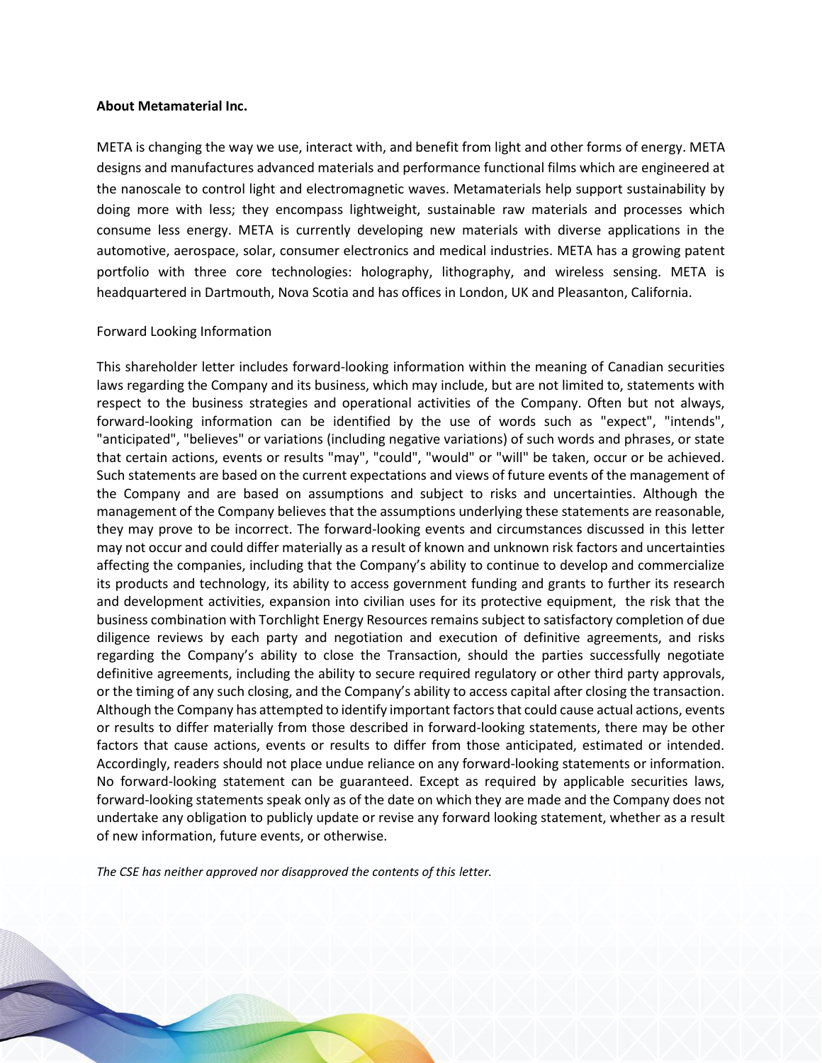**About Metamaterial Inc.**

META is changing the way we use, interact with, and benefit from light and other forms of energy. META designs and manufactures advanced materials and performance functional films which are engineered at the nanoscale to control light and electromagnetic waves. Metamaterials help support sustainability by doing more with less; they encompass lightweight, sustainable raw materials and processes which consume less energy. META is currently developing new materials with diverse applications in the automotive, aerospace, solar, consumer electronics and medical industries. META has a growing patent portfolio with three core technologies: holography, lithography, and wireless sensing. META is headquartered in Dartmouth, Nova Scotia and has offices in London, UK and Pleasanton, California.

Forward Looking Information

This shareholder letter includes forward-looking information within the meaning of Canadian securities laws regarding the Company and its business, which may include, but are not limited to, statements with respect to the business strategies and operational activities of the Company. Often but not always, forward-looking information can be identified by the use of words such as "expect", "intends", "anticipated", "believes" or variations (including negative variations) of such words and phrases, or state that certain actions, events or results "may", "could", "would" or "will" be taken, occur or be achieved. Such statements are based on the current expectations and views of future events of the management of the Company and are based on assumptions and subject to risks and uncertainties. Although the management of the Company believes that the assumptions underlying these statements are reasonable, they may prove to be incorrect. The forward-looking events and circumstances discussed in this letter may not occur and could differ materially as a result of known and unknown risk factors and uncertainties affecting the companies, including that the Company's ability to continue to develop and commercialize its products and technology, its ability to access government funding and grants to further its research and development activities, expansion into civilian uses for its protective equipment, the risk that the business combination with Torchlight Energy Resources remains subject to satisfactory completion of due diligence reviews by each party and negotiation and execution of definitive agreements, and risks regarding the Company's ability to close the Transaction, should the parties successfully negotiate definitive agreements, including the ability to secure required regulatory or other third party approvals, or the timing of any such closing, and the Company's ability to access capital after closing the transaction. Although the Company has attempted to identify important factors that could cause actual actions, events or results to differ materially from those described in forward-looking statements, there may be other factors that cause actions, events or results to differ from those anticipated, estimated or intended. Accordingly, readers should not place undue reliance on any forward-looking statements or information. No forward-looking statement can be guaranteed. Except as required by applicable securities laws, forward-looking statements speak only as of the date on which they are made and the Company does not undertake any obligation to publicly update or revise any forward looking statement, whether as a result of new information, future events, or otherwise.

*The CSE has neither approved nor disapproved the contents of this letter.*